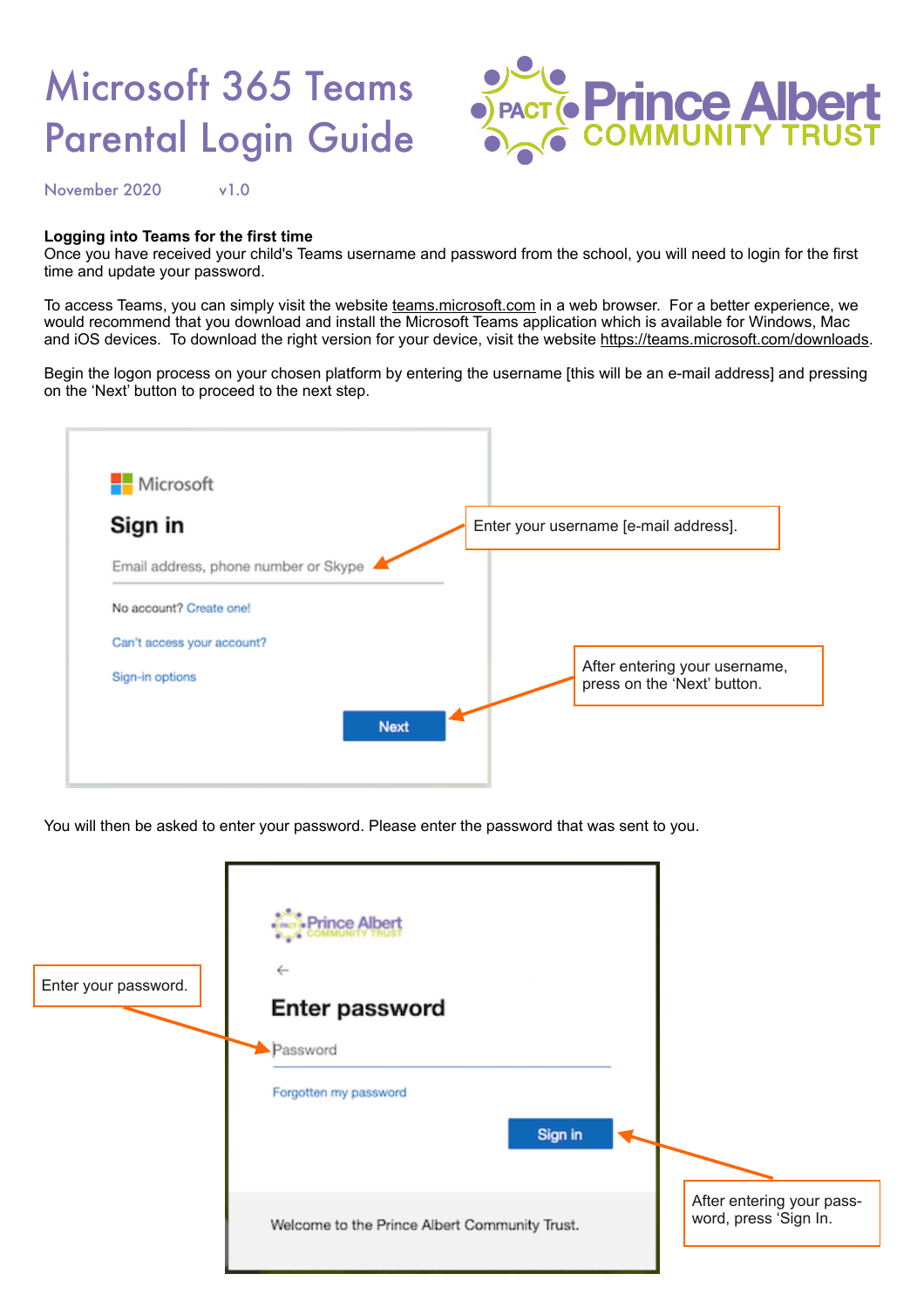# Microsoft 365 Teams Parental Login Guide

November 2020 v1.0

**Logging into Teams for the first time**

Once you have received your child's Teams username and password from the school, you will need to login for the first time and update your password.

To access Teams, you can simply visit the website teams.microsoft.com in a web browser. For a better experience, we would recommend that you download and install the Microsoft Teams application which is available for Windows, Mac and iOS devices. To download the right version for your device, visit the website https://teams.microsoft.com/downloads.

Begin the logon process on your chosen platform by entering the username [this will be an e-mail address] and pressing on the 'Next' button to proceed to the next step.

Enter your username [e-mail address].

After entering your username, press on the 'Next' button.

You will then be asked to enter your password. Please enter the password that was sent to you.

Enter your password.

After entering your password, press 'Sign In.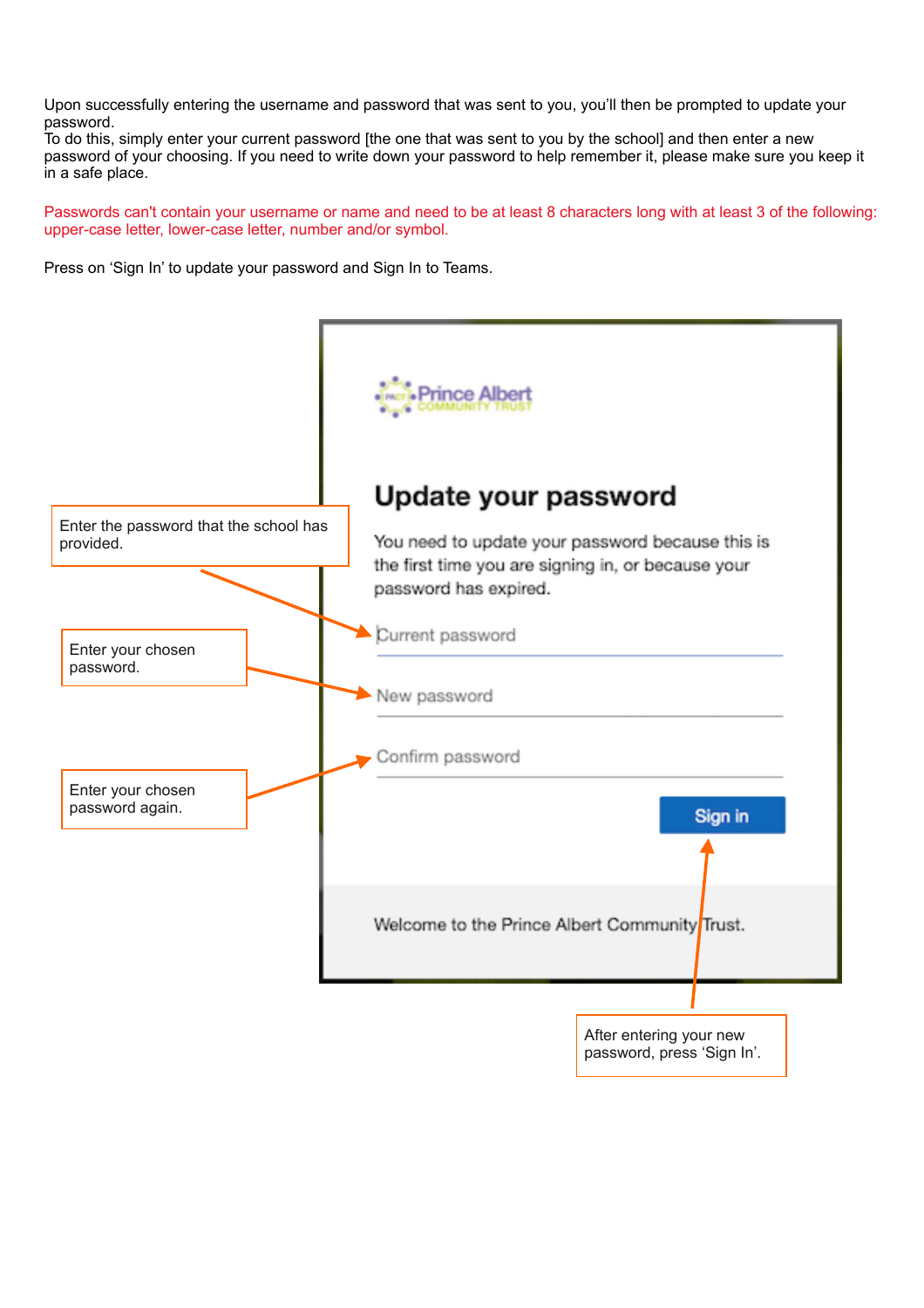Upon successfully entering the username and password that was sent to you, you'll then be prompted to update your password.
To do this, simply enter your current password [the one that was sent to you by the school] and then enter a new password of your choosing. If you need to write down your password to help remember it, please make sure you keep it in a safe place.

Passwords can't contain your username or name and need to be at least 8 characters long with at least 3 of the following: upper-case letter, lower-case letter, number and/or symbol.

Press on 'Sign In' to update your password and Sign In to Teams.

Prince Albert COMMUNITY TRUST

## Update your password

You need to update your password because this is the first time you are signing in, or because your password has expired.

Current password

New password

Confirm password

Sign in

Welcome to the Prince Albert Community Trust.

Enter the password that the school has provided.

Enter your chosen password.

Enter your chosen password again.

After entering your new password, press 'Sign In'.